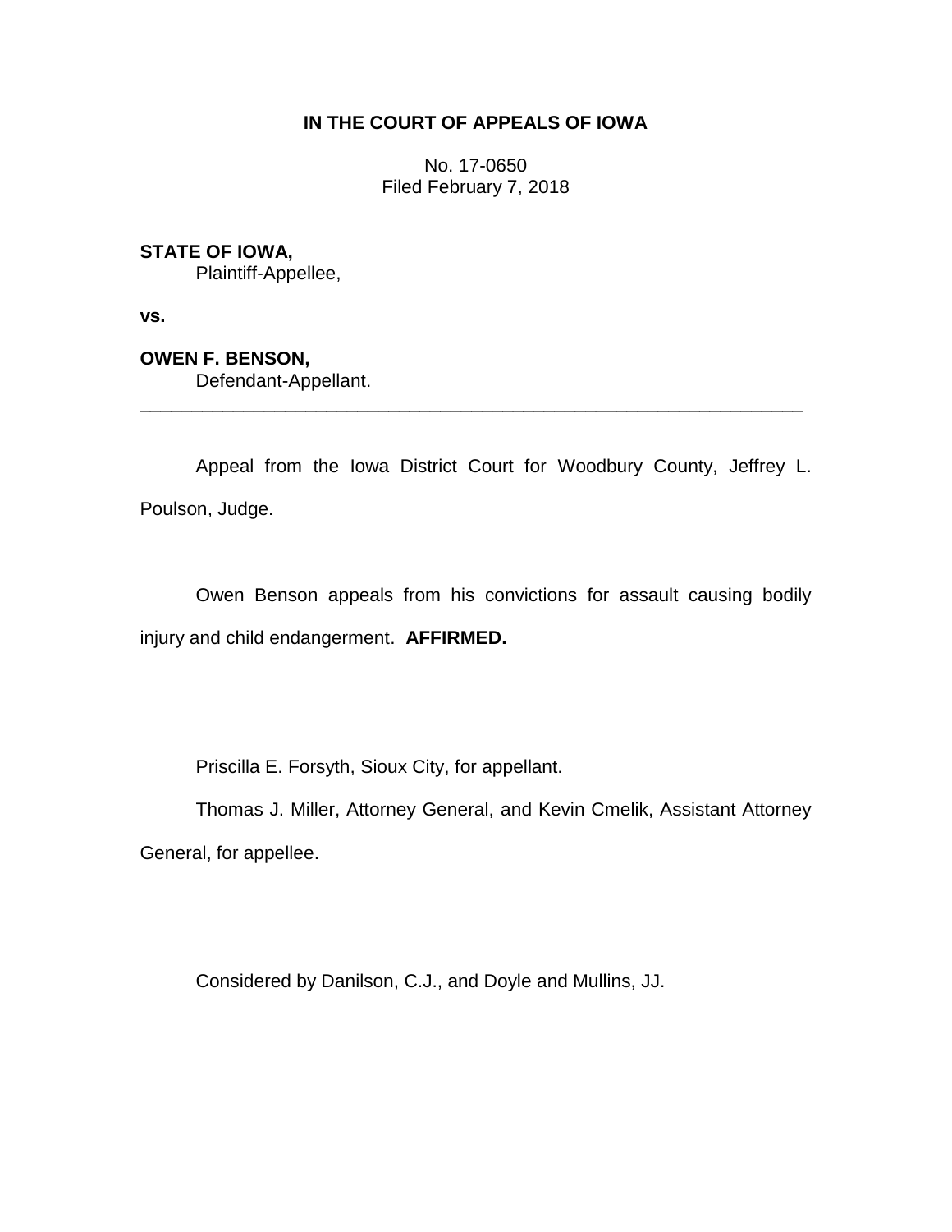# IN THE COURT OF APPEALS OF IOWA

No. 17-0650
Filed February 7, 2018

**STATE OF IOWA,**
Plaintiff-Appellee,

**vs.**

**OWEN F. BENSON,**
Defendant-Appellant.

---

Appeal from the Iowa District Court for Woodbury County, Jeffrey L. Poulson, Judge.

Owen Benson appeals from his convictions for assault causing bodily injury and child endangerment. **AFFIRMED.**

Priscilla E. Forsyth, Sioux City, for appellant.

Thomas J. Miller, Attorney General, and Kevin Cmelik, Assistant Attorney General, for appellee.

Considered by Danilson, C.J., and Doyle and Mullins, JJ.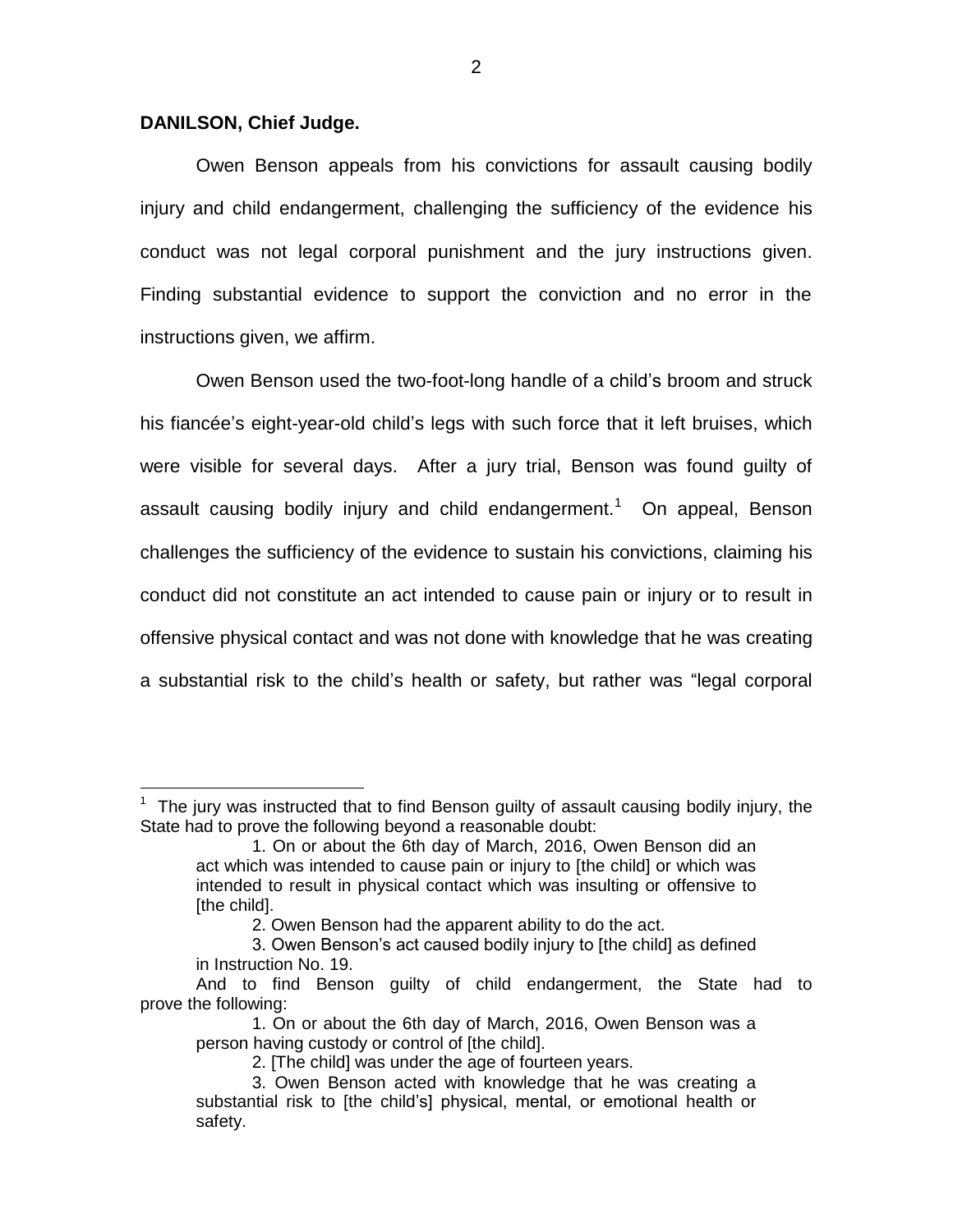**DANILSON, Chief Judge.**

Owen Benson appeals from his convictions for assault causing bodily injury and child endangerment, challenging the sufficiency of the evidence his conduct was not legal corporal punishment and the jury instructions given. Finding substantial evidence to support the conviction and no error in the instructions given, we affirm.

Owen Benson used the two-foot-long handle of a child's broom and struck his fiancée's eight-year-old child's legs with such force that it left bruises, which were visible for several days. After a jury trial, Benson was found guilty of assault causing bodily injury and child endangerment.[1] On appeal, Benson challenges the sufficiency of the evidence to sustain his convictions, claiming his conduct did not constitute an act intended to cause pain or injury or to result in offensive physical contact and was not done with knowledge that he was creating a substantial risk to the child's health or safety, but rather was "legal corporal

---

[1] The jury was instructed that to find Benson guilty of assault causing bodily injury, the State had to prove the following beyond a reasonable doubt:

> 1. On or about the 6th day of March, 2016, Owen Benson did an act which was intended to cause pain or injury to [the child] or which was intended to result in physical contact which was insulting or offensive to [the child].
>
> 2. Owen Benson had the apparent ability to do the act.
>
> 3. Owen Benson's act caused bodily injury to [the child] as defined in Instruction No. 19.

And to find Benson guilty of child endangerment, the State had to prove the following:

> 1. On or about the 6th day of March, 2016, Owen Benson was a person having custody or control of [the child].
>
> 2. [The child] was under the age of fourteen years.
>
> 3. Owen Benson acted with knowledge that he was creating a substantial risk to [the child's] physical, mental, or emotional health or safety.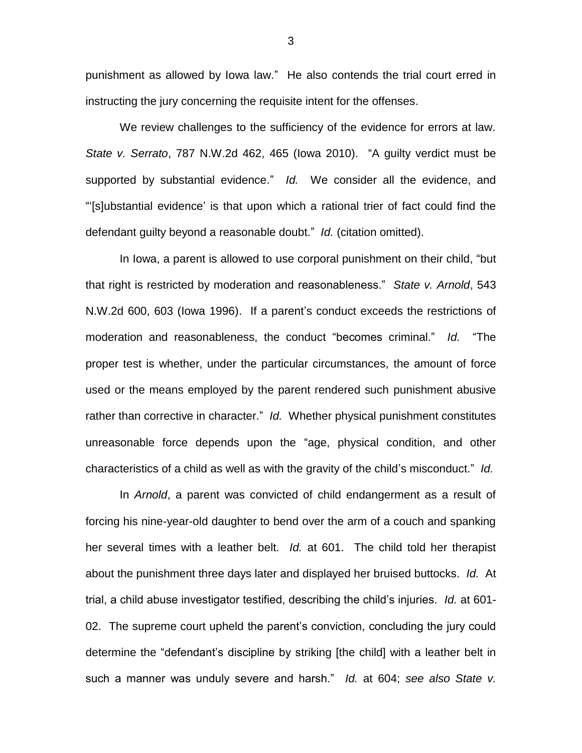punishment as allowed by Iowa law." He also contends the trial court erred in instructing the jury concerning the requisite intent for the offenses.

We review challenges to the sufficiency of the evidence for errors at law. *State v. Serrato*, 787 N.W.2d 462, 465 (Iowa 2010). "A guilty verdict must be supported by substantial evidence." *Id.* We consider all the evidence, and "'[s]ubstantial evidence' is that upon which a rational trier of fact could find the defendant guilty beyond a reasonable doubt." *Id.* (citation omitted).

In Iowa, a parent is allowed to use corporal punishment on their child, "but that right is restricted by moderation and reasonableness." *State v. Arnold*, 543 N.W.2d 600, 603 (Iowa 1996). If a parent's conduct exceeds the restrictions of moderation and reasonableness, the conduct "becomes criminal." *Id.* "The proper test is whether, under the particular circumstances, the amount of force used or the means employed by the parent rendered such punishment abusive rather than corrective in character." *Id.* Whether physical punishment constitutes unreasonable force depends upon the "age, physical condition, and other characteristics of a child as well as with the gravity of the child's misconduct." *Id.*

In *Arnold*, a parent was convicted of child endangerment as a result of forcing his nine-year-old daughter to bend over the arm of a couch and spanking her several times with a leather belt. *Id.* at 601. The child told her therapist about the punishment three days later and displayed her bruised buttocks. *Id.* At trial, a child abuse investigator testified, describing the child's injuries. *Id.* at 601-02. The supreme court upheld the parent's conviction, concluding the jury could determine the "defendant's discipline by striking [the child] with a leather belt in such a manner was unduly severe and harsh." *Id.* at 604; *see also State v.*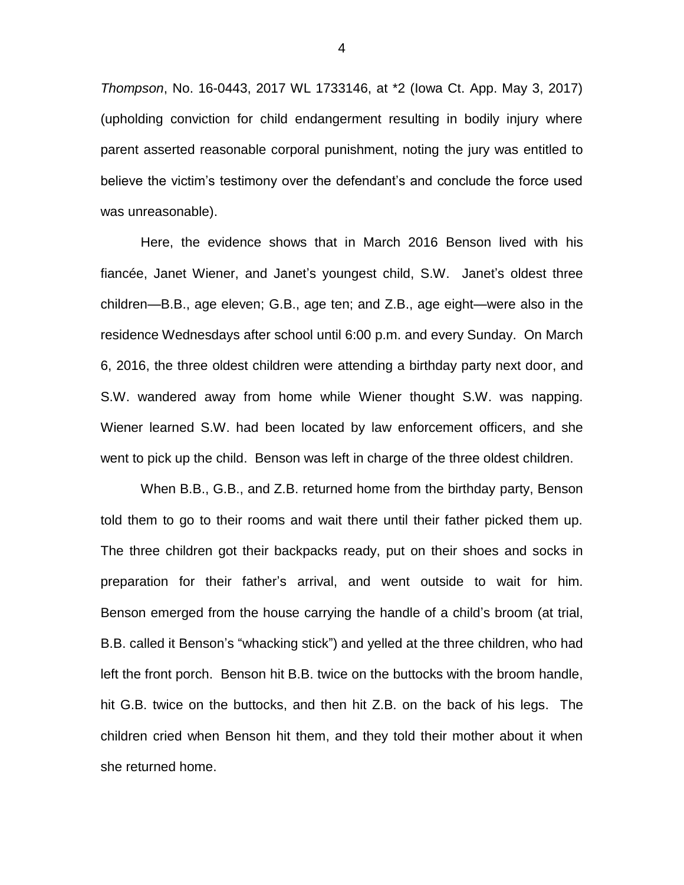*Thompson*, No. 16-0443, 2017 WL 1733146, at *2 (Iowa Ct. App. May 3, 2017) (upholding conviction for child endangerment resulting in bodily injury where parent asserted reasonable corporal punishment, noting the jury was entitled to believe the victim's testimony over the defendant's and conclude the force used was unreasonable).

Here, the evidence shows that in March 2016 Benson lived with his fiancée, Janet Wiener, and Janet's youngest child, S.W. Janet's oldest three children—B.B., age eleven; G.B., age ten; and Z.B., age eight—were also in the residence Wednesdays after school until 6:00 p.m. and every Sunday. On March 6, 2016, the three oldest children were attending a birthday party next door, and S.W. wandered away from home while Wiener thought S.W. was napping. Wiener learned S.W. had been located by law enforcement officers, and she went to pick up the child. Benson was left in charge of the three oldest children.

When B.B., G.B., and Z.B. returned home from the birthday party, Benson told them to go to their rooms and wait there until their father picked them up. The three children got their backpacks ready, put on their shoes and socks in preparation for their father's arrival, and went outside to wait for him. Benson emerged from the house carrying the handle of a child's broom (at trial, B.B. called it Benson's "whacking stick") and yelled at the three children, who had left the front porch. Benson hit B.B. twice on the buttocks with the broom handle, hit G.B. twice on the buttocks, and then hit Z.B. on the back of his legs. The children cried when Benson hit them, and they told their mother about it when she returned home.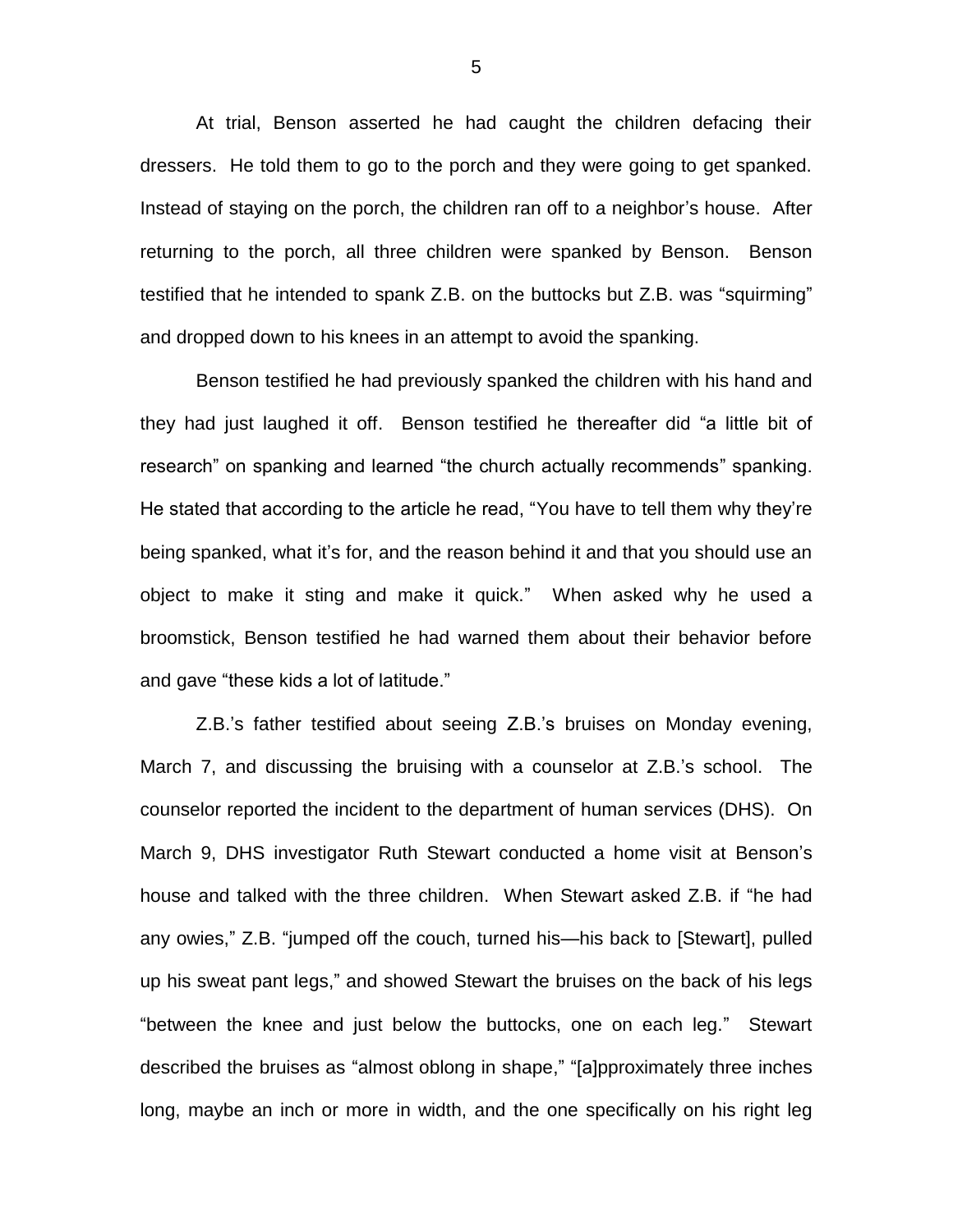At trial, Benson asserted he had caught the children defacing their dressers. He told them to go to the porch and they were going to get spanked. Instead of staying on the porch, the children ran off to a neighbor's house. After returning to the porch, all three children were spanked by Benson. Benson testified that he intended to spank Z.B. on the buttocks but Z.B. was "squirming" and dropped down to his knees in an attempt to avoid the spanking.

Benson testified he had previously spanked the children with his hand and they had just laughed it off. Benson testified he thereafter did "a little bit of research" on spanking and learned "the church actually recommends" spanking. He stated that according to the article he read, "You have to tell them why they're being spanked, what it's for, and the reason behind it and that you should use an object to make it sting and make it quick." When asked why he used a broomstick, Benson testified he had warned them about their behavior before and gave "these kids a lot of latitude."

Z.B.'s father testified about seeing Z.B.'s bruises on Monday evening, March 7, and discussing the bruising with a counselor at Z.B.'s school. The counselor reported the incident to the department of human services (DHS). On March 9, DHS investigator Ruth Stewart conducted a home visit at Benson's house and talked with the three children. When Stewart asked Z.B. if "he had any owies," Z.B. "jumped off the couch, turned his—his back to [Stewart], pulled up his sweat pant legs," and showed Stewart the bruises on the back of his legs "between the knee and just below the buttocks, one on each leg." Stewart described the bruises as "almost oblong in shape," "[a]pproximately three inches long, maybe an inch or more in width, and the one specifically on his right leg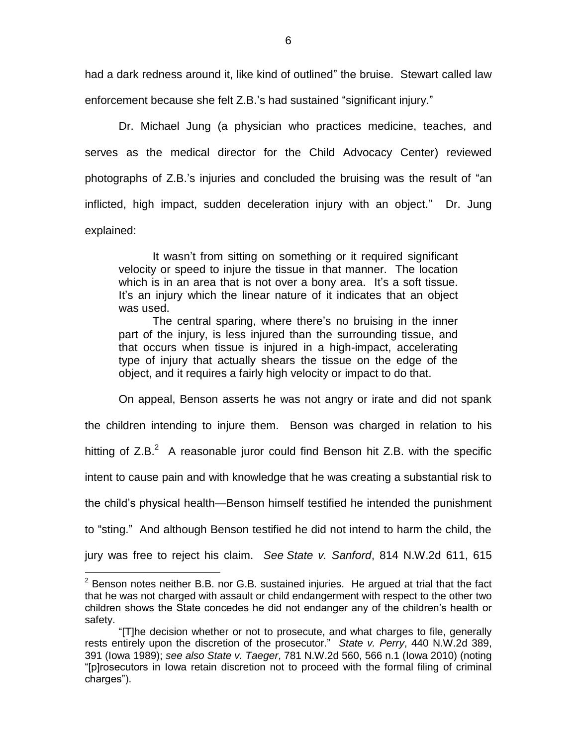had a dark redness around it, like kind of outlined" the bruise. Stewart called law enforcement because she felt Z.B.'s had sustained "significant injury."

Dr. Michael Jung (a physician who practices medicine, teaches, and serves as the medical director for the Child Advocacy Center) reviewed photographs of Z.B.'s injuries and concluded the bruising was the result of "an inflicted, high impact, sudden deceleration injury with an object." Dr. Jung explained:

> It wasn't from sitting on something or it required significant velocity or speed to injure the tissue in that manner. The location which is in an area that is not over a bony area. It's a soft tissue. It's an injury which the linear nature of it indicates that an object was used.
>
> The central sparing, where there's no bruising in the inner part of the injury, is less injured than the surrounding tissue, and that occurs when tissue is injured in a high-impact, accelerating type of injury that actually shears the tissue on the edge of the object, and it requires a fairly high velocity or impact to do that.

On appeal, Benson asserts he was not angry or irate and did not spank the children intending to injure them. Benson was charged in relation to his hitting of Z.B.[2] A reasonable juror could find Benson hit Z.B. with the specific intent to cause pain and with knowledge that he was creating a substantial risk to the child's physical health—Benson himself testified he intended the punishment to "sting." And although Benson testified he did not intend to harm the child, the jury was free to reject his claim. *See State v. Sanford*, 814 N.W.2d 611, 615

---

[2] Benson notes neither B.B. nor G.B. sustained injuries. He argued at trial that the fact that he was not charged with assault or child endangerment with respect to the other two children shows the State concedes he did not endanger any of the children's health or safety.

"[T]he decision whether or not to prosecute, and what charges to file, generally rests entirely upon the discretion of the prosecutor." *State v. Perry*, 440 N.W.2d 389, 391 (Iowa 1989); *see also State v. Taeger*, 781 N.W.2d 560, 566 n.1 (Iowa 2010) (noting "[p]rosecutors in Iowa retain discretion not to proceed with the formal filing of criminal charges").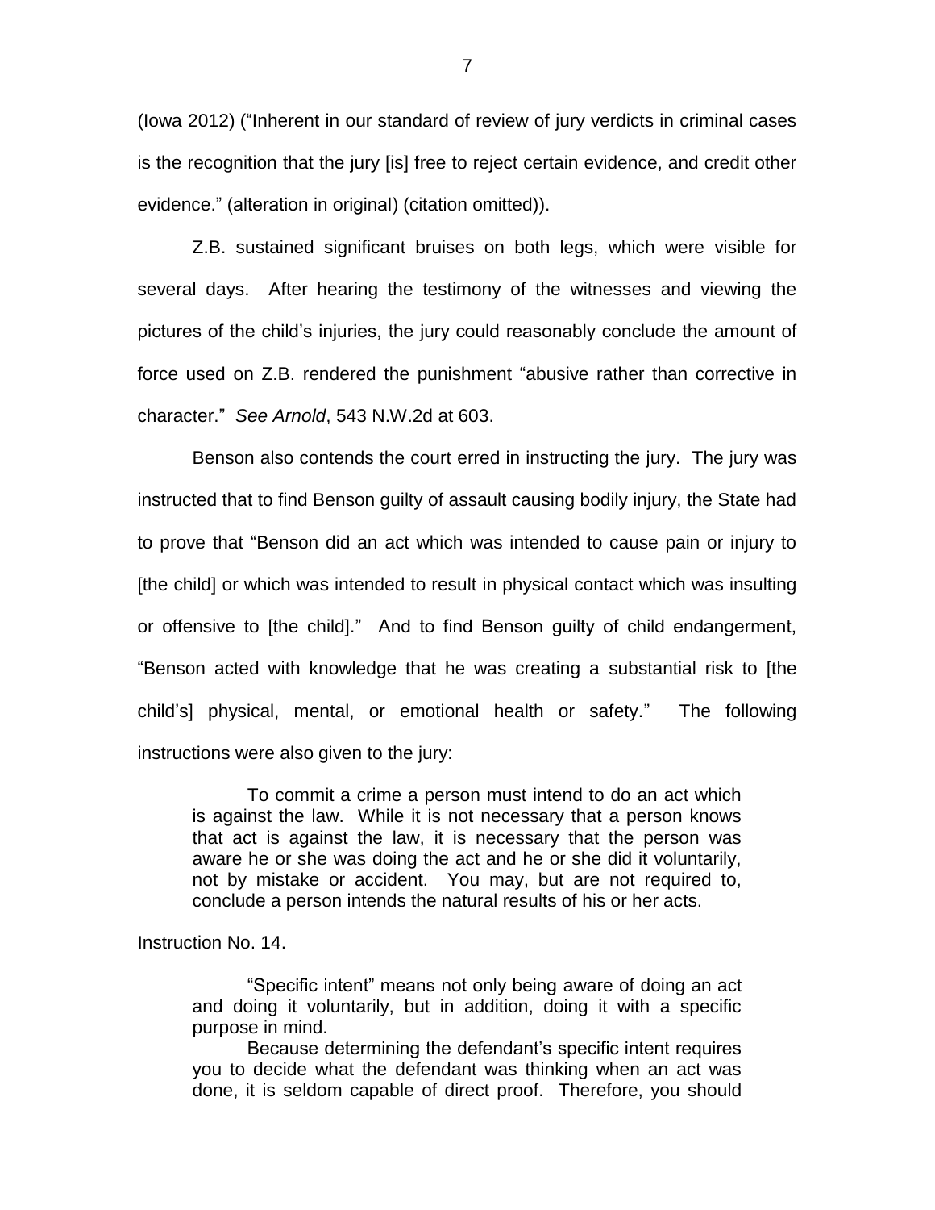(Iowa 2012) ("Inherent in our standard of review of jury verdicts in criminal cases is the recognition that the jury [is] free to reject certain evidence, and credit other evidence." (alteration in original) (citation omitted)).

Z.B. sustained significant bruises on both legs, which were visible for several days. After hearing the testimony of the witnesses and viewing the pictures of the child's injuries, the jury could reasonably conclude the amount of force used on Z.B. rendered the punishment "abusive rather than corrective in character." *See Arnold*, 543 N.W.2d at 603.

Benson also contends the court erred in instructing the jury. The jury was instructed that to find Benson guilty of assault causing bodily injury, the State had to prove that "Benson did an act which was intended to cause pain or injury to [the child] or which was intended to result in physical contact which was insulting or offensive to [the child]." And to find Benson guilty of child endangerment, "Benson acted with knowledge that he was creating a substantial risk to [the child's] physical, mental, or emotional health or safety." The following instructions were also given to the jury:

> To commit a crime a person must intend to do an act which is against the law. While it is not necessary that a person knows that act is against the law, it is necessary that the person was aware he or she was doing the act and he or she did it voluntarily, not by mistake or accident. You may, but are not required to, conclude a person intends the natural results of his or her acts.

Instruction No. 14.

> "Specific intent" means not only being aware of doing an act and doing it voluntarily, but in addition, doing it with a specific purpose in mind.
>
> Because determining the defendant's specific intent requires you to decide what the defendant was thinking when an act was done, it is seldom capable of direct proof. Therefore, you should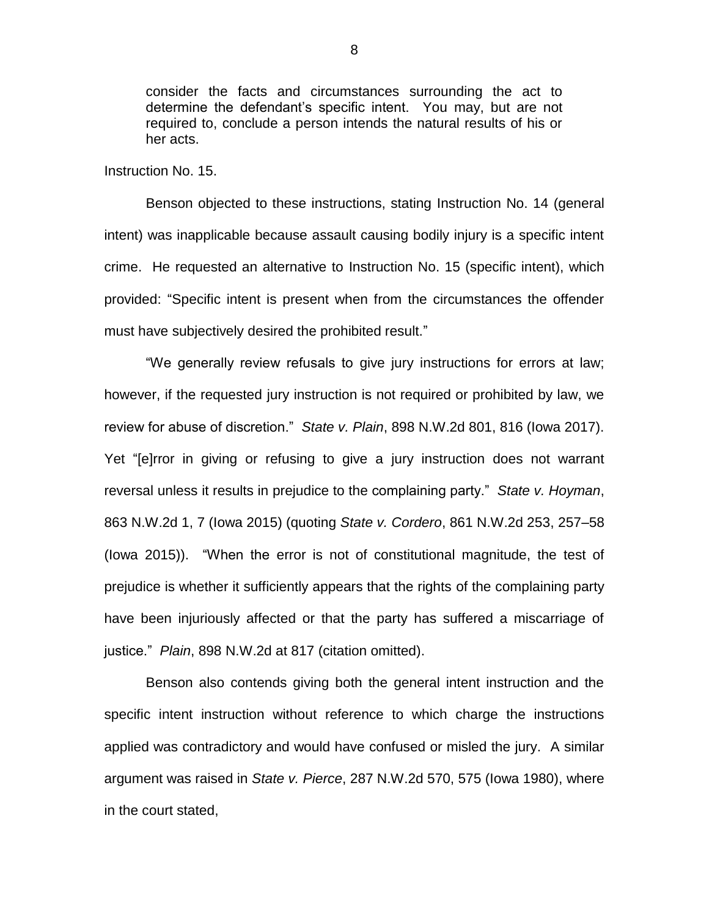> consider the facts and circumstances surrounding the act to determine the defendant's specific intent. You may, but are not required to, conclude a person intends the natural results of his or her acts.

Instruction No. 15.

Benson objected to these instructions, stating Instruction No. 14 (general intent) was inapplicable because assault causing bodily injury is a specific intent crime. He requested an alternative to Instruction No. 15 (specific intent), which provided: "Specific intent is present when from the circumstances the offender must have subjectively desired the prohibited result."

"We generally review refusals to give jury instructions for errors at law; however, if the requested jury instruction is not required or prohibited by law, we review for abuse of discretion." *State v. Plain*, 898 N.W.2d 801, 816 (Iowa 2017). Yet "[e]rror in giving or refusing to give a jury instruction does not warrant reversal unless it results in prejudice to the complaining party." *State v. Hoyman*, 863 N.W.2d 1, 7 (Iowa 2015) (quoting *State v. Cordero*, 861 N.W.2d 253, 257–58 (Iowa 2015)). "When the error is not of constitutional magnitude, the test of prejudice is whether it sufficiently appears that the rights of the complaining party have been injuriously affected or that the party has suffered a miscarriage of justice." *Plain*, 898 N.W.2d at 817 (citation omitted).

Benson also contends giving both the general intent instruction and the specific intent instruction without reference to which charge the instructions applied was contradictory and would have confused or misled the jury. A similar argument was raised in *State v. Pierce*, 287 N.W.2d 570, 575 (Iowa 1980), where in the court stated,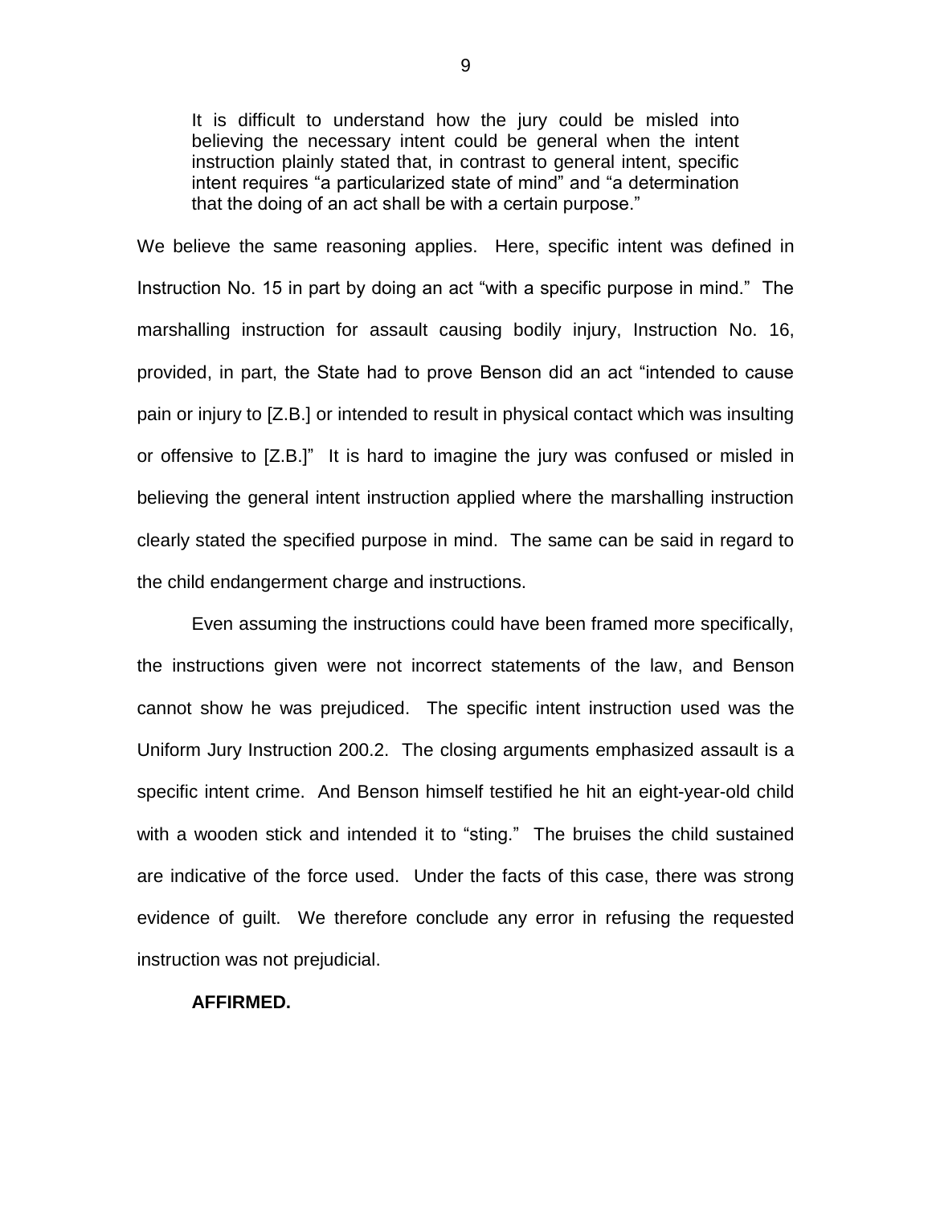> It is difficult to understand how the jury could be misled into believing the necessary intent could be general when the intent instruction plainly stated that, in contrast to general intent, specific intent requires "a particularized state of mind" and "a determination that the doing of an act shall be with a certain purpose."

We believe the same reasoning applies. Here, specific intent was defined in Instruction No. 15 in part by doing an act "with a specific purpose in mind." The marshalling instruction for assault causing bodily injury, Instruction No. 16, provided, in part, the State had to prove Benson did an act "intended to cause pain or injury to [Z.B.] or intended to result in physical contact which was insulting or offensive to [Z.B.]" It is hard to imagine the jury was confused or misled in believing the general intent instruction applied where the marshalling instruction clearly stated the specified purpose in mind. The same can be said in regard to the child endangerment charge and instructions.

Even assuming the instructions could have been framed more specifically, the instructions given were not incorrect statements of the law, and Benson cannot show he was prejudiced. The specific intent instruction used was the Uniform Jury Instruction 200.2. The closing arguments emphasized assault is a specific intent crime. And Benson himself testified he hit an eight-year-old child with a wooden stick and intended it to "sting." The bruises the child sustained are indicative of the force used. Under the facts of this case, there was strong evidence of guilt. We therefore conclude any error in refusing the requested instruction was not prejudicial.

**AFFIRMED.**